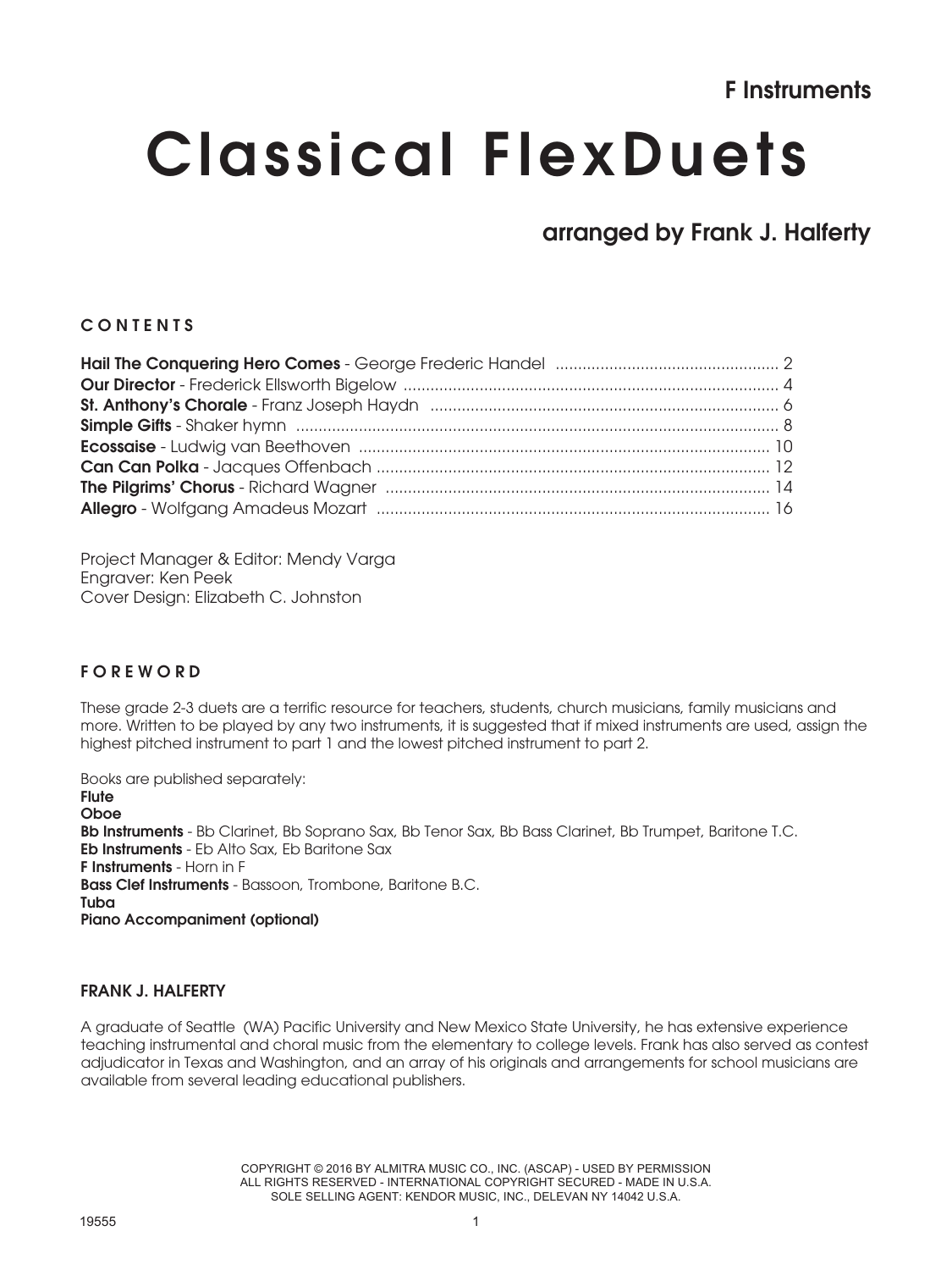**F Instruments**

# Classical FlexDuets

## arranged by Frank J. Halferty

### CONTENTS

**Hail The Conquering Hero Comes** - George Frederic Handel .................................................. 2
**Our Director** - Frederick Ellsworth Bigelow .................................................................................... 4
**St. Anthony's Chorale** - Franz Joseph Haydn .............................................................................. 6
**Simple Gifts** - Shaker hymn ........................................................................................................... 8
**Ecossaise** - Ludwig van Beethoven ............................................................................................. 10
**Can Can Polka** - Jacques Offenbach ......................................................................................... 12
**The Pilgrims' Chorus** - Richard Wagner ...................................................................................... 14
**Allegro** - Wolfgang Amadeus Mozart ......................................................................................... 16

Project Manager & Editor: Mendy Varga
Engraver: Ken Peek
Cover Design: Elizabeth C. Johnston

### FOREWORD

These grade 2-3 duets are a terrific resource for teachers, students, church musicians, family musicians and more. Written to be played by any two instruments, it is suggested that if mixed instruments are used, assign the highest pitched instrument to part 1 and the lowest pitched instrument to part 2.

Books are published separately:
**Flute**
**Oboe**
**Bb Instruments** - Bb Clarinet, Bb Soprano Sax, Bb Tenor Sax, Bb Bass Clarinet, Bb Trumpet, Baritone T.C.
**Eb Instruments** - Eb Alto Sax, Eb Baritone Sax
**F Instruments** - Horn in F
**Bass Clef Instruments** - Bassoon, Trombone, Baritone B.C.
**Tuba**
**Piano Accompaniment (optional)**

### FRANK J. HALFERTY

A graduate of Seattle (WA) Pacific University and New Mexico State University, he has extensive experience teaching instrumental and choral music from the elementary to college levels. Frank has also served as contest adjudicator in Texas and Washington, and an array of his originals and arrangements for school musicians are available from several leading educational publishers.

COPYRIGHT © 2016 BY ALMITRA MUSIC CO., INC. (ASCAP) - USED BY PERMISSION
ALL RIGHTS RESERVED - INTERNATIONAL COPYRIGHT SECURED - MADE IN U.S.A.
SOLE SELLING AGENT: KENDOR MUSIC, INC., DELEVAN NY 14042 U.S.A.

19555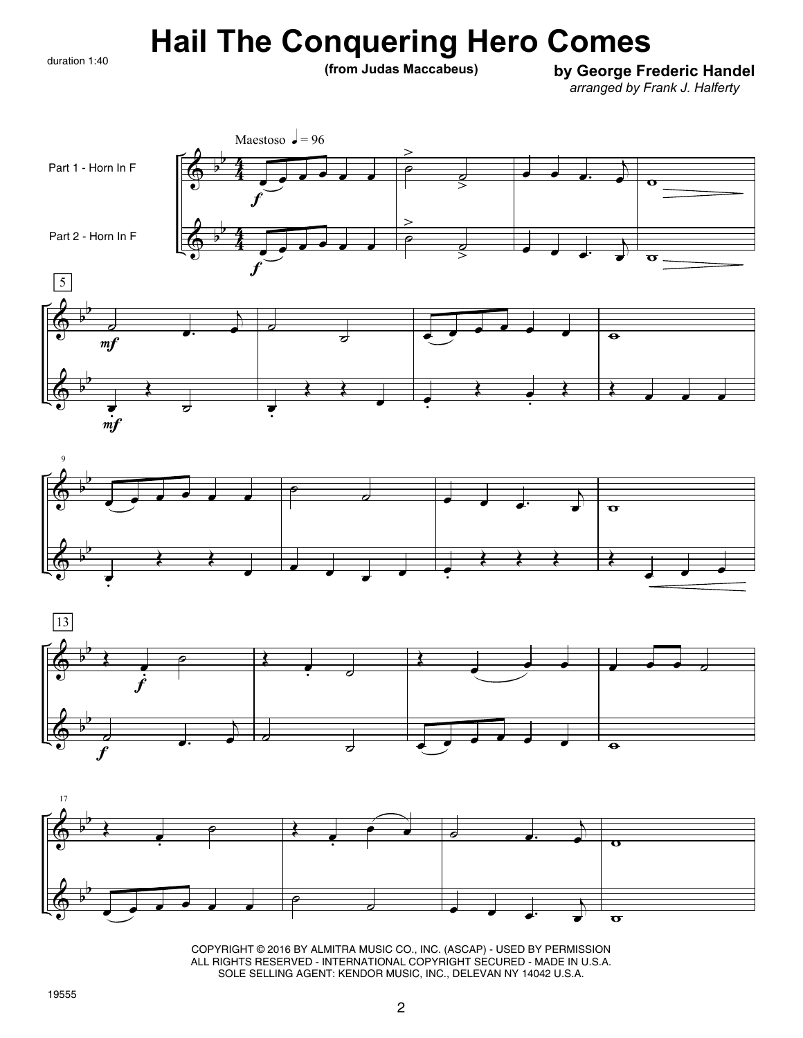# Hail The Conquering Hero Comes

duration 1:40

**(from Judas Maccabeus)**

**by George Frederic Handel**

*arranged by Frank J. Halferty*

Maestoso ♩ = 96

Part 1 - Horn In F

Part 2 - Horn In F

COPYRIGHT © 2016 BY ALMITRA MUSIC CO., INC. (ASCAP) - USED BY PERMISSION
ALL RIGHTS RESERVED - INTERNATIONAL COPYRIGHT SECURED - MADE IN U.S.A.
SOLE SELLING AGENT: KENDOR MUSIC, INC., DELEVAN NY 14042 U.S.A.

19555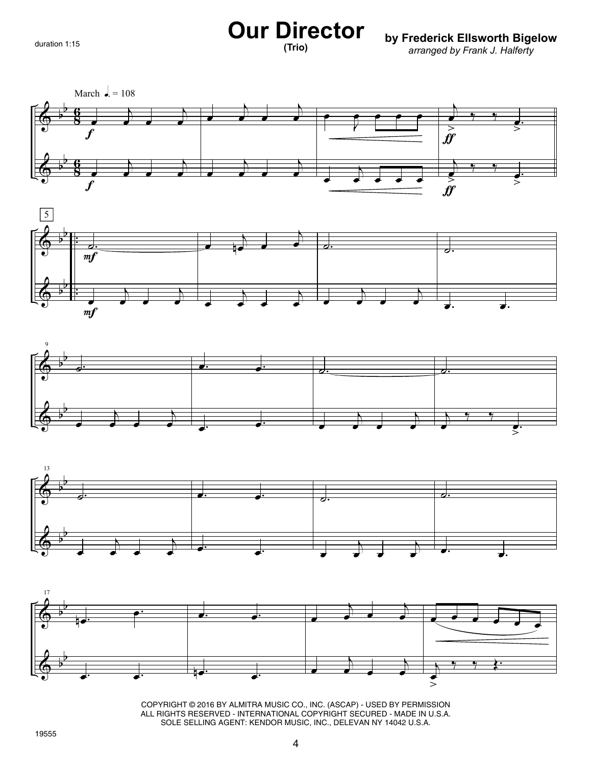duration 1:15

# Our Director

**(Trio)**

**by Frederick Ellsworth Bigelow**

*arranged by Frank J. Halferty*

COPYRIGHT © 2016 BY ALMITRA MUSIC CO., INC. (ASCAP) - USED BY PERMISSION
ALL RIGHTS RESERVED - INTERNATIONAL COPYRIGHT SECURED - MADE IN U.S.A.
SOLE SELLING AGENT: KENDOR MUSIC, INC., DELEVAN NY 14042 U.S.A.

19555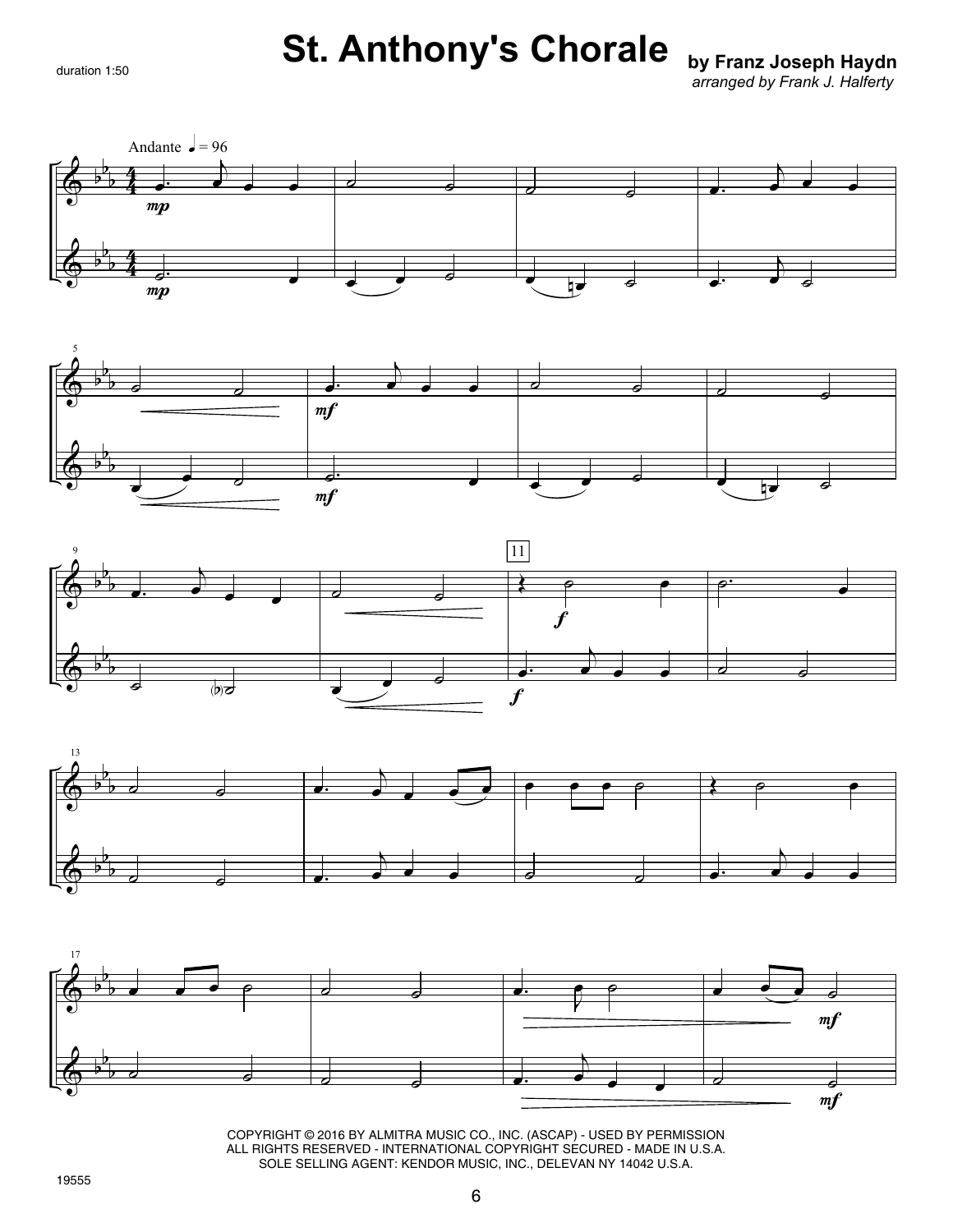duration 1:50

# St. Anthony's Chorale

**by Franz Joseph Haydn**
*arranged by Frank J. Halferty*

COPYRIGHT © 2016 BY ALMITRA MUSIC CO., INC. (ASCAP) - USED BY PERMISSION
ALL RIGHTS RESERVED - INTERNATIONAL COPYRIGHT SECURED - MADE IN U.S.A.
SOLE SELLING AGENT: KENDOR MUSIC, INC., DELEVAN NY 14042 U.S.A.

19555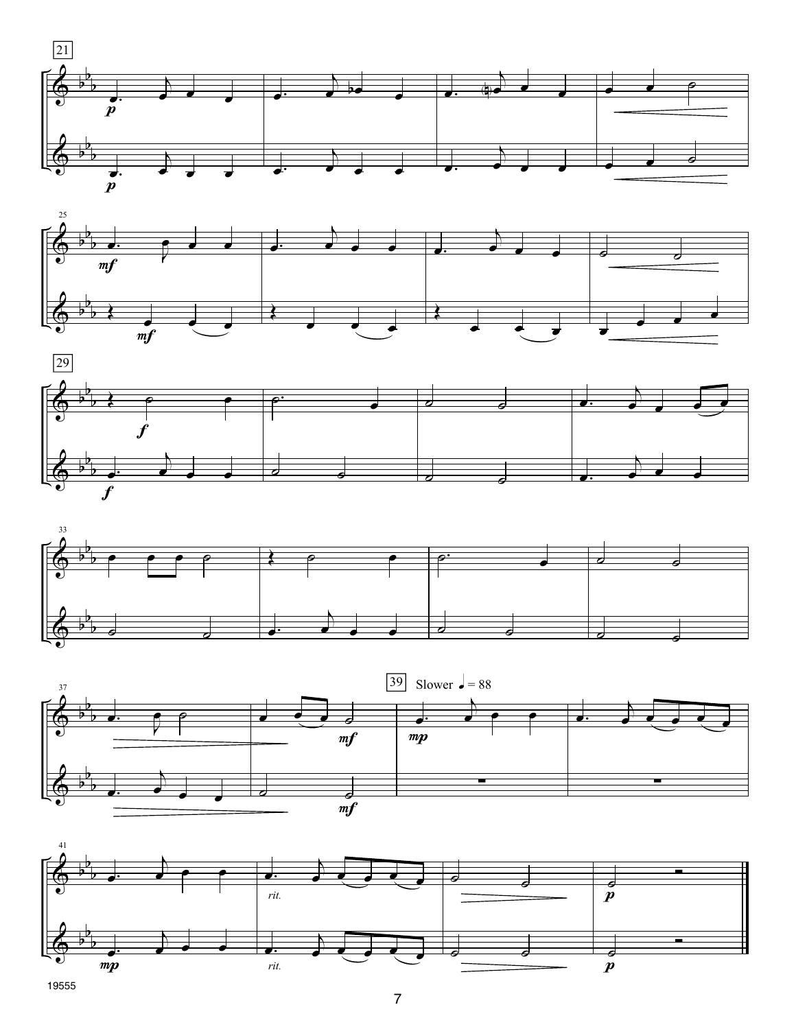Slower ♩ = 88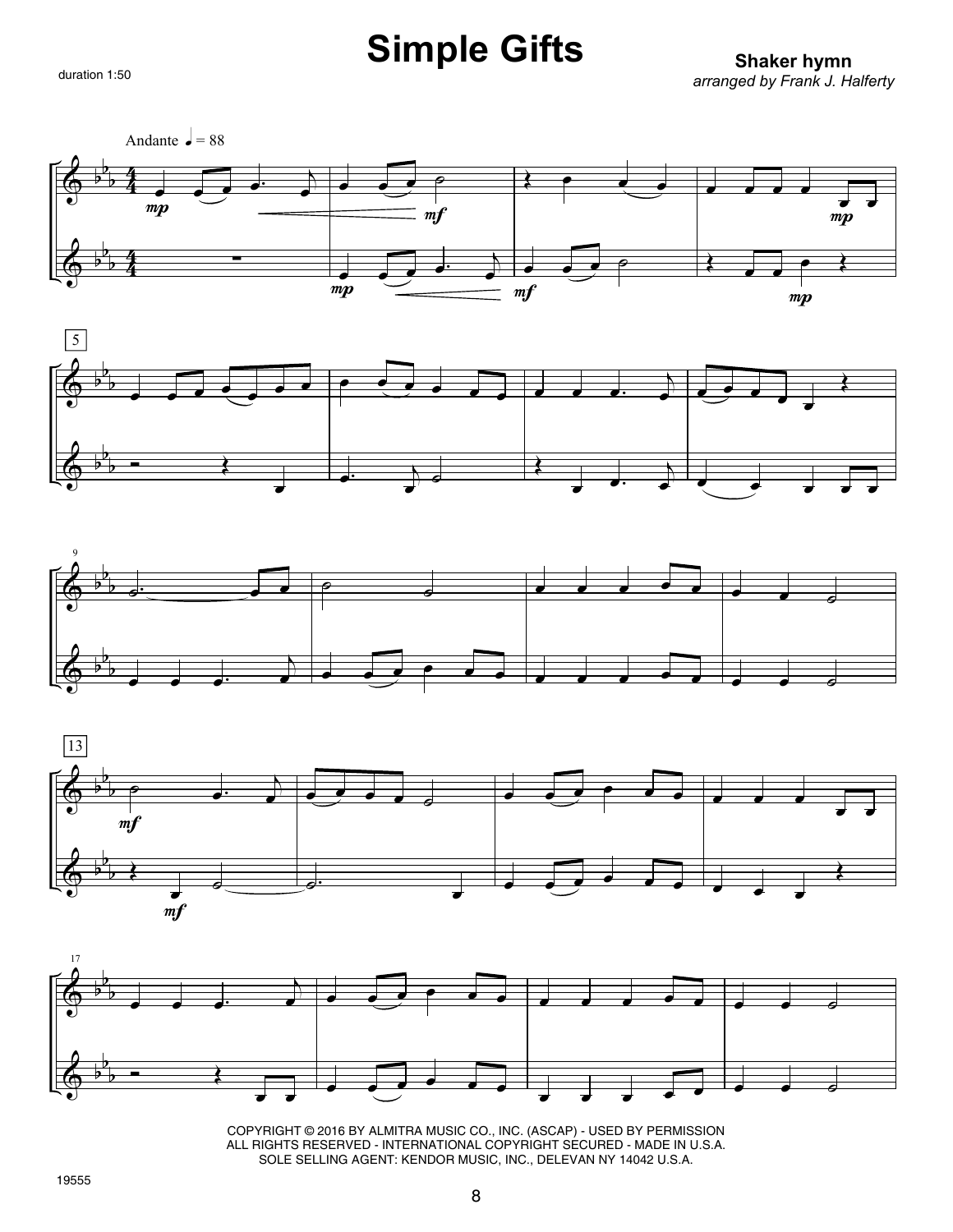# Simple Gifts

duration 1:50

**Shaker hymn**
*arranged by Frank J. Halferty*

Andante ♩ = 88

COPYRIGHT © 2016 BY ALMITRA MUSIC CO., INC. (ASCAP) - USED BY PERMISSION
ALL RIGHTS RESERVED - INTERNATIONAL COPYRIGHT SECURED - MADE IN U.S.A.
SOLE SELLING AGENT: KENDOR MUSIC, INC., DELEVAN NY 14042 U.S.A.

19555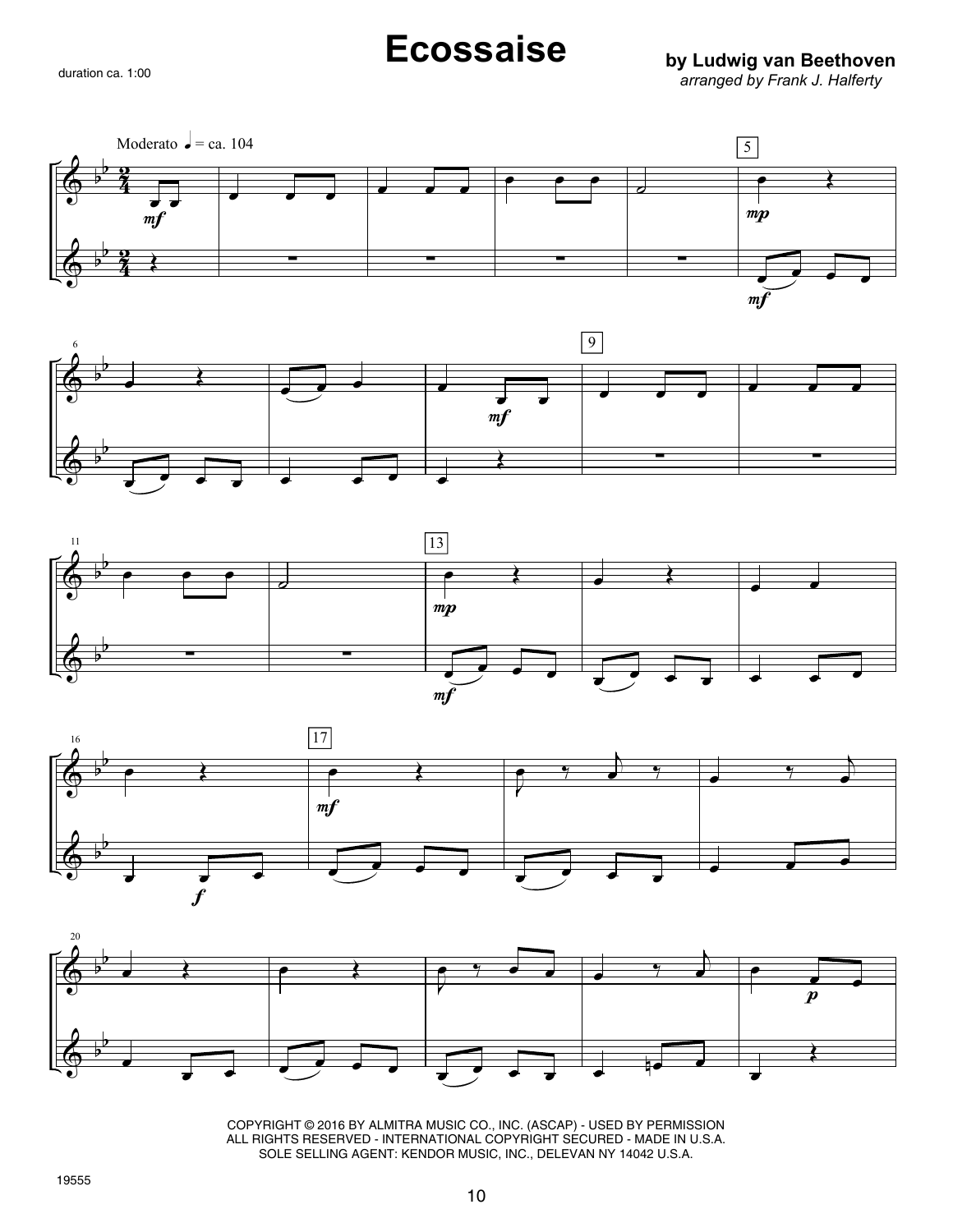# Ecossaise

duration ca. 1:00

**by Ludwig van Beethoven**

*arranged by Frank J. Halferty*

Moderato ♩ = ca. 104

COPYRIGHT © 2016 BY ALMITRA MUSIC CO., INC. (ASCAP) - USED BY PERMISSION
ALL RIGHTS RESERVED - INTERNATIONAL COPYRIGHT SECURED - MADE IN U.S.A.
SOLE SELLING AGENT: KENDOR MUSIC, INC., DELEVAN NY 14042 U.S.A.

19555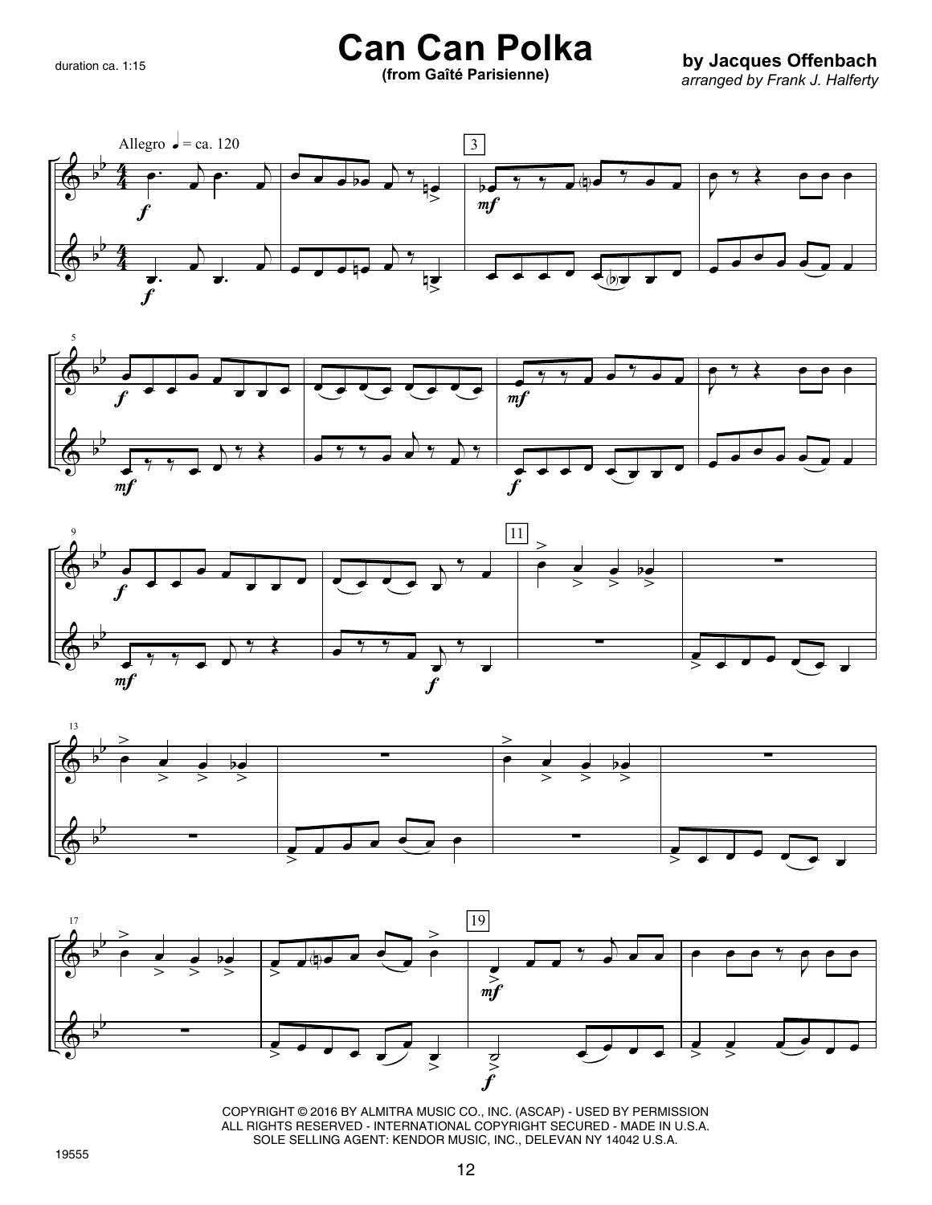duration ca. 1:15

# Can Can Polka

**(from Gaîté Parisienne)**

**by Jacques Offenbach**

*arranged by Frank J. Halferty*

COPYRIGHT © 2016 BY ALMITRA MUSIC CO., INC. (ASCAP) - USED BY PERMISSION
ALL RIGHTS RESERVED - INTERNATIONAL COPYRIGHT SECURED - MADE IN U.S.A.
SOLE SELLING AGENT: KENDOR MUSIC, INC., DELEVAN NY 14042 U.S.A.

19555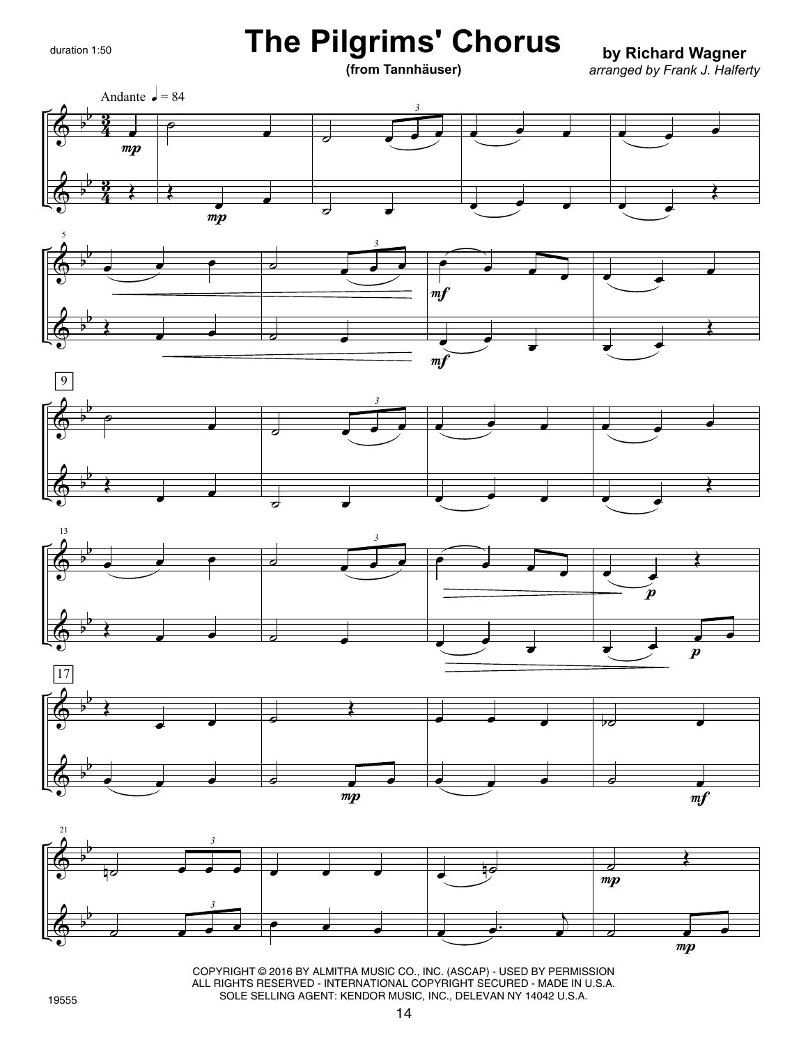duration 1:50

# The Pilgrims' Chorus

**(from Tannhäuser)**

**by Richard Wagner**

*arranged by Frank J. Halferty*

Andante ♩ = 84

COPYRIGHT © 2016 BY ALMITRA MUSIC CO., INC. (ASCAP) - USED BY PERMISSION
ALL RIGHTS RESERVED - INTERNATIONAL COPYRIGHT SECURED - MADE IN U.S.A.
SOLE SELLING AGENT: KENDOR MUSIC, INC., DELEVAN NY 14042 U.S.A.

19555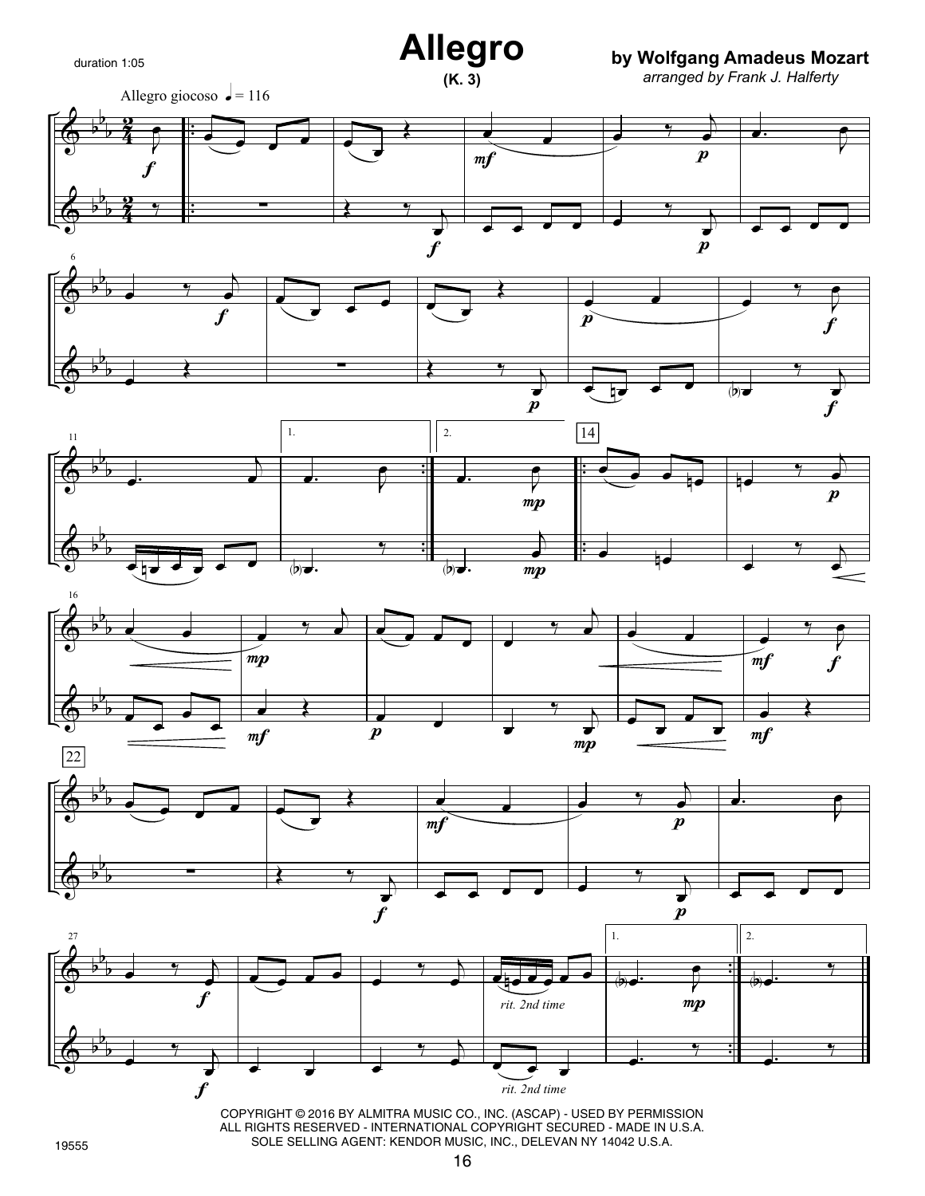duration 1:05

# Allegro

**(K. 3)**

**by Wolfgang Amadeus Mozart**

*arranged by Frank J. Halferty*

Allegro giocoso ♩ = 116

COPYRIGHT © 2016 BY ALMITRA MUSIC CO., INC. (ASCAP) - USED BY PERMISSION
ALL RIGHTS RESERVED - INTERNATIONAL COPYRIGHT SECURED - MADE IN U.S.A.
SOLE SELLING AGENT: KENDOR MUSIC, INC., DELEVAN NY 14042 U.S.A.

19555